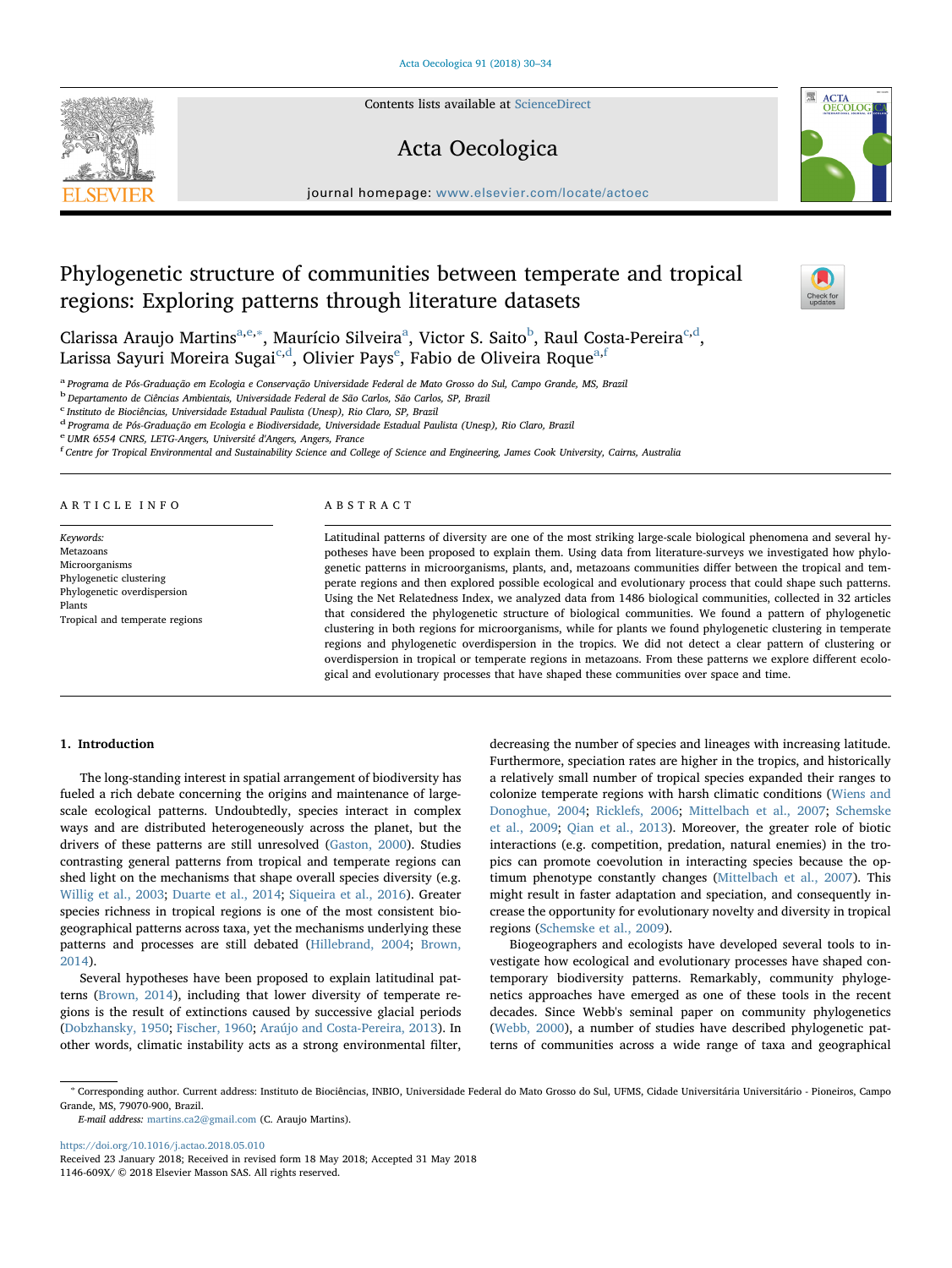# Phylogenetic structure of communities between temperate and tropical regions: Exploring patterns through literature datasets

Clarissa Araujo Martins[a,e,*], Maurício Silveira[a], Victor S. Saito[b], Raul Costa-Pereira[c,d], Larissa Sayuri Moreira Sugai[c,d], Olivier Pays[e], Fabio de Oliveira Roque[a,f]

[a] Programa de Pós-Graduação em Ecologia e Conservação Universidade Federal de Mato Grosso do Sul, Campo Grande, MS, Brazil
[b] Departamento de Ciências Ambientais, Universidade Federal de São Carlos, São Carlos, SP, Brazil
[c] Instituto de Biociências, Universidade Estadual Paulista (Unesp), Rio Claro, SP, Brazil
[d] Programa de Pós-Graduação em Ecologia e Biodiversidade, Universidade Estadual Paulista (Unesp), Rio Claro, Brazil
[e] UMR 6554 CNRS, LETG-Angers, Université d'Angers, Angers, France
[f] Centre for Tropical Environmental and Sustainability Science and College of Science and Engineering, James Cook University, Cairns, Australia

## ARTICLE INFO

*Keywords:*
Metazoans
Microorganisms
Phylogenetic clustering
Phylogenetic overdispersion
Plants
Tropical and temperate regions

## ABSTRACT

Latitudinal patterns of diversity are one of the most striking large-scale biological phenomena and several hypotheses have been proposed to explain them. Using data from literature-surveys we investigated how phylogenetic patterns in microorganisms, plants, and, metazoans communities differ between the tropical and temperate regions and then explored possible ecological and evolutionary process that could shape such patterns. Using the Net Relatedness Index, we analyzed data from 1486 biological communities, collected in 32 articles that considered the phylogenetic structure of biological communities. We found a pattern of phylogenetic clustering in both regions for microorganisms, while for plants we found phylogenetic clustering in temperate regions and phylogenetic overdispersion in the tropics. We did not detect a clear pattern of clustering or overdispersion in tropical or temperate regions in metazoans. From these patterns we explore different ecological and evolutionary processes that have shaped these communities over space and time.

## 1. Introduction

The long-standing interest in spatial arrangement of biodiversity has fueled a rich debate concerning the origins and maintenance of large-scale ecological patterns. Undoubtedly, species interact in complex ways and are distributed heterogeneously across the planet, but the drivers of these patterns are still unresolved (Gaston, 2000). Studies contrasting general patterns from tropical and temperate regions can shed light on the mechanisms that shape overall species diversity (e.g. Willig et al., 2003; Duarte et al., 2014; Siqueira et al., 2016). Greater species richness in tropical regions is one of the most consistent biogeographical patterns across taxa, yet the mechanisms underlying these patterns and processes are still debated (Hillebrand, 2004; Brown, 2014).

Several hypotheses have been proposed to explain latitudinal patterns (Brown, 2014), including that lower diversity of temperate regions is the result of extinctions caused by successive glacial periods (Dobzhansky, 1950; Fischer, 1960; Araújo and Costa-Pereira, 2013). In other words, climatic instability acts as a strong environmental filter, decreasing the number of species and lineages with increasing latitude. Furthermore, speciation rates are higher in the tropics, and historically a relatively small number of tropical species expanded their ranges to colonize temperate regions with harsh climatic conditions (Wiens and Donoghue, 2004; Ricklefs, 2006; Mittelbach et al., 2007; Schemske et al., 2009; Qian et al., 2013). Moreover, the greater role of biotic interactions (e.g. competition, predation, natural enemies) in the tropics can promote coevolution in interacting species because the optimum phenotype constantly changes (Mittelbach et al., 2007). This might result in faster adaptation and speciation, and consequently increase the opportunity for evolutionary novelty and diversity in tropical regions (Schemske et al., 2009).

Biogeographers and ecologists have developed several tools to investigate how ecological and evolutionary processes have shaped contemporary biodiversity patterns. Remarkably, community phylogenetics approaches have emerged as one of these tools in the recent decades. Since Webb's seminal paper on community phylogenetics (Webb, 2000), a number of studies have described phylogenetic patterns of communities across a wide range of taxa and geographical

* Corresponding author. Current address: Instituto de Biociências, INBIO, Universidade Federal do Mato Grosso do Sul, UFMS, Cidade Universitária Universitário - Pioneiros, Campo Grande, MS, 79070-900, Brazil.
*E-mail address:* martins.ca2@gmail.com (C. Araujo Martins).

https://doi.org/10.1016/j.actao.2018.05.010
Received 23 January 2018; Received in revised form 18 May 2018; Accepted 31 May 2018
1146-609X/ © 2018 Elsevier Masson SAS. All rights reserved.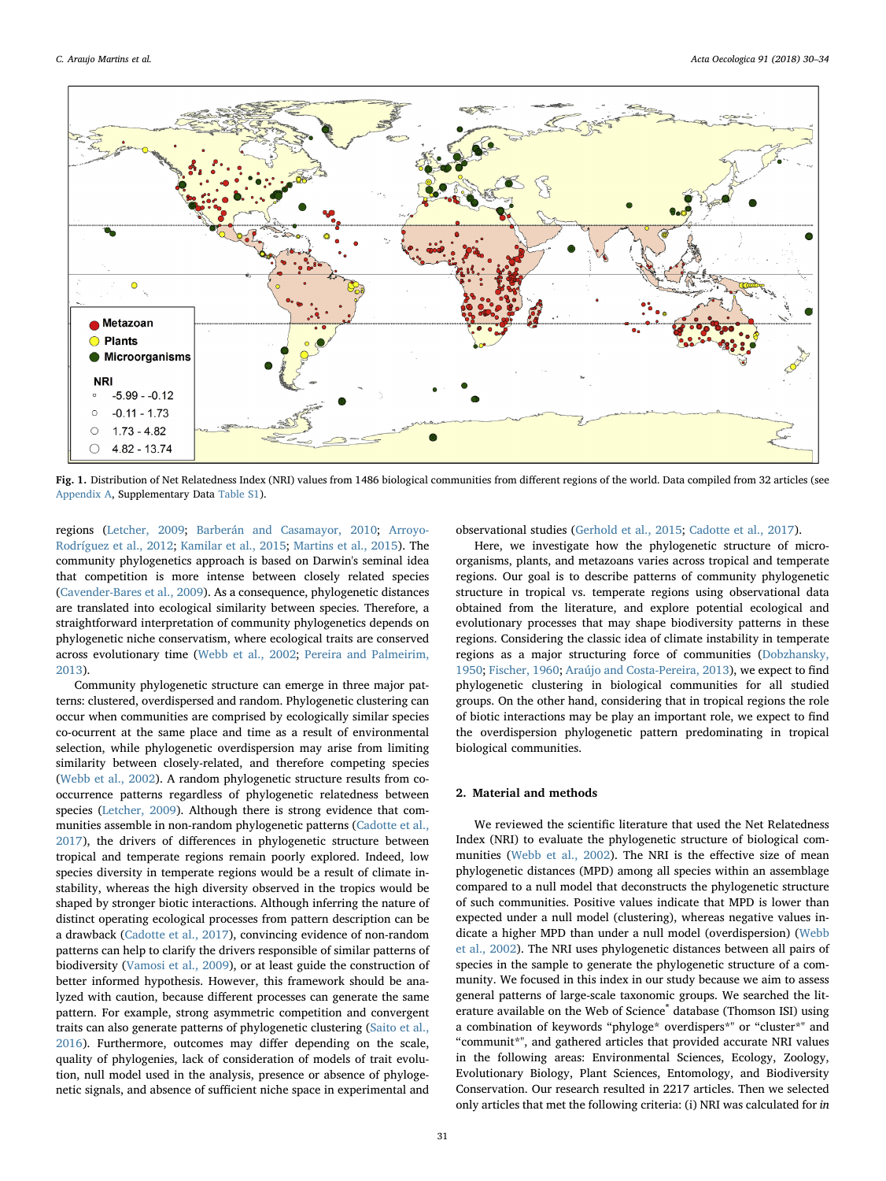**Fig. 1.** Distribution of Net Relatedness Index (NRI) values from 1486 biological communities from different regions of the world. Data compiled from 32 articles (see Appendix A, Supplementary Data Table S1).

regions (Letcher, 2009; Barberán and Casamayor, 2010; Arroyo-Rodríguez et al., 2012; Kamilar et al., 2015; Martins et al., 2015). The community phylogenetics approach is based on Darwin's seminal idea that competition is more intense between closely related species (Cavender-Bares et al., 2009). As a consequence, phylogenetic distances are translated into ecological similarity between species. Therefore, a straightforward interpretation of community phylogenetics depends on phylogenetic niche conservatism, where ecological traits are conserved across evolutionary time (Webb et al., 2002; Pereira and Palmeirim, 2013).

Community phylogenetic structure can emerge in three major patterns: clustered, overdispersed and random. Phylogenetic clustering can occur when communities are comprised by ecologically similar species co-ocurrent at the same place and time as a result of environmental selection, while phylogenetic overdispersion may arise from limiting similarity between closely-related, and therefore competing species (Webb et al., 2002). A random phylogenetic structure results from co-occurrence patterns regardless of phylogenetic relatedness between species (Letcher, 2009). Although there is strong evidence that communities assemble in non-random phylogenetic patterns (Cadotte et al., 2017), the drivers of differences in phylogenetic structure between tropical and temperate regions remain poorly explored. Indeed, low species diversity in temperate regions would be a result of climate instability, whereas the high diversity observed in the tropics would be shaped by stronger biotic interactions. Although inferring the nature of distinct operating ecological processes from pattern description can be a drawback (Cadotte et al., 2017), convincing evidence of non-random patterns can help to clarify the drivers responsible of similar patterns of biodiversity (Vamosi et al., 2009), or at least guide the construction of better informed hypothesis. However, this framework should be analyzed with caution, because different processes can generate the same pattern. For example, strong asymmetric competition and convergent traits can also generate patterns of phylogenetic clustering (Saito et al., 2016). Furthermore, outcomes may differ depending on the scale, quality of phylogenies, lack of consideration of models of trait evolution, null model used in the analysis, presence or absence of phylogenetic signals, and absence of sufficient niche space in experimental and observational studies (Gerhold et al., 2015; Cadotte et al., 2017).

Here, we investigate how the phylogenetic structure of microorganisms, plants, and metazoans varies across tropical and temperate regions. Our goal is to describe patterns of community phylogenetic structure in tropical vs. temperate regions using observational data obtained from the literature, and explore potential ecological and evolutionary processes that may shape biodiversity patterns in these regions. Considering the classic idea of climate instability in temperate regions as a major structuring force of communities (Dobzhansky, 1950; Fischer, 1960; Araújo and Costa-Pereira, 2013), we expect to find phylogenetic clustering in biological communities for all studied groups. On the other hand, considering that in tropical regions the role of biotic interactions may be play an important role, we expect to find the overdispersion phylogenetic pattern predominating in tropical biological communities.

## 2. Material and methods

We reviewed the scientific literature that used the Net Relatedness Index (NRI) to evaluate the phylogenetic structure of biological communities (Webb et al., 2002). The NRI is the effective size of mean phylogenetic distances (MPD) among all species within an assemblage compared to a null model that deconstructs the phylogenetic structure of such communities. Positive values indicate that MPD is lower than expected under a null model (clustering), whereas negative values indicate a higher MPD than under a null model (overdispersion) (Webb et al., 2002). The NRI uses phylogenetic distances between all pairs of species in the sample to generate the phylogenetic structure of a community. We focused in this index in our study because we aim to assess general patterns of large-scale taxonomic groups. We searched the literature available on the Web of Science® database (Thomson ISI) using a combination of keywords "phyloge* overdispers*" or "cluster*" and "communit*", and gathered articles that provided accurate NRI values in the following areas: Environmental Sciences, Ecology, Zoology, Evolutionary Biology, Plant Sciences, Entomology, and Biodiversity Conservation. Our research resulted in 2217 articles. Then we selected only articles that met the following criteria: (i) NRI was calculated for *in*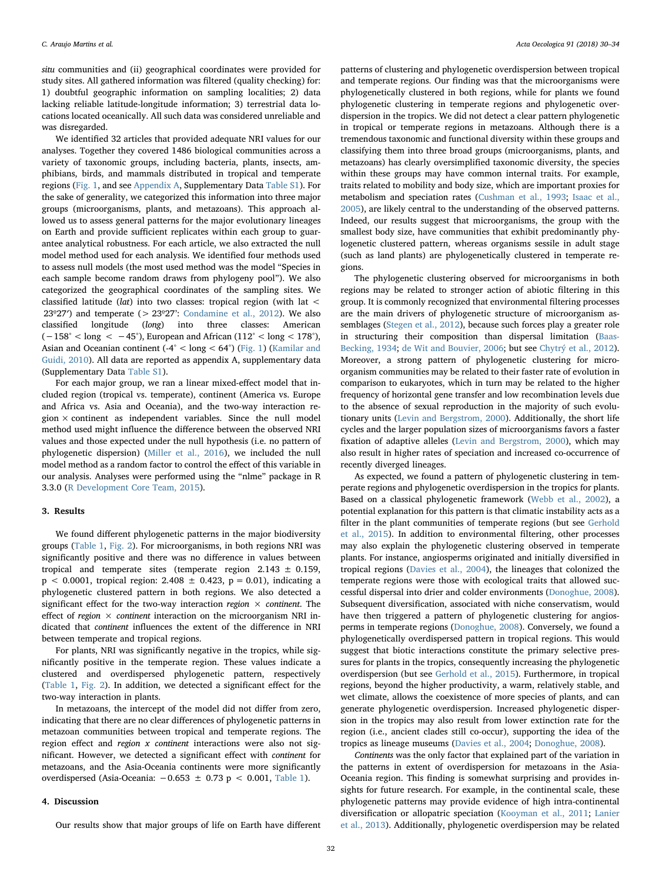*situ* communities and (ii) geographical coordinates were provided for study sites. All gathered information was filtered (quality checking) for: 1) doubtful geographic information on sampling localities; 2) data lacking reliable latitude-longitude information; 3) terrestrial data locations located oceanically. All such data was considered unreliable and was disregarded.

We identified 32 articles that provided adequate NRI values for our analyses. Together they covered 1486 biological communities across a variety of taxonomic groups, including bacteria, plants, insects, amphibians, birds, and mammals distributed in tropical and temperate regions (Fig. 1, and see Appendix A, Supplementary Data Table S1). For the sake of generality, we categorized this information into three major groups (microorganisms, plants, and metazoans). This approach allowed us to assess general patterns for the major evolutionary lineages on Earth and provide sufficient replicates within each group to guarantee analytical robustness. For each article, we also extracted the null model method used for each analysis. We identified four methods used to assess null models (the most used method was the model "Species in each sample become random draws from phylogeny pool"). We also categorized the geographical coordinates of the sampling sites. We classified latitude (*lat*) into two classes: tropical region (with lat < 23º27′) and temperate (> 23º27': Condamine et al., 2012). We also classified longitude (*long*) into three classes: American (−158° < long < −45°), European and African (112° < long < 178°), Asian and Oceanian continent (-4° < long < 64°) (Fig. 1) (Kamilar and Guidi, 2010). All data are reported as appendix A, supplementary data (Supplementary Data Table S1).

For each major group, we ran a linear mixed-effect model that included region (tropical vs. temperate), continent (America vs. Europe and Africa vs. Asia and Oceania), and the two-way interaction region × continent as independent variables. Since the null model method used might influence the difference between the observed NRI values and those expected under the null hypothesis (i.e. no pattern of phylogenetic dispersion) (Miller et al., 2016), we included the null model method as a random factor to control the effect of this variable in our analysis. Analyses were performed using the "nlme" package in R 3.3.0 (R Development Core Team, 2015).

## 3. Results

We found different phylogenetic patterns in the major biodiversity groups (Table 1, Fig. 2). For microorganisms, in both regions NRI was significantly positive and there was no difference in values between tropical and temperate sites (temperate region 2.143 ± 0.159, $p < 0.0001$, tropical region: 2.408 ± 0.423, $p = 0.01$), indicating a phylogenetic clustered pattern in both regions. We also detected a significant effect for the two-way interaction *region × continent*. The effect of *region × continent* interaction on the microorganism NRI indicated that *continent* influences the extent of the difference in NRI between temperate and tropical regions.

For plants, NRI was significantly negative in the tropics, while significantly positive in the temperate region. These values indicate a clustered and overdispersed phylogenetic pattern, respectively (Table 1, Fig. 2). In addition, we detected a significant effect for the two-way interaction in plants.

In metazoans, the intercept of the model did not differ from zero, indicating that there are no clear differences of phylogenetic patterns in metazoan communities between tropical and temperate regions. The region effect and *region x continent* interactions were also not significant. However, we detected a significant effect with *continent* for metazoans, and the Asia-Oceania continents were more significantly overdispersed (Asia-Oceania: −0.653 ± 0.73 $p < 0.001$, Table 1).

## 4. Discussion

Our results show that major groups of life on Earth have different patterns of clustering and phylogenetic overdispersion between tropical and temperate regions. Our finding was that the microorganisms were phylogenetically clustered in both regions, while for plants we found phylogenetic clustering in temperate regions and phylogenetic overdispersion in the tropics. We did not detect a clear pattern phylogenetic in tropical or temperate regions in metazoans. Although there is a tremendous taxonomic and functional diversity within these groups and classifying them into three broad groups (microorganisms, plants, and metazoans) has clearly oversimplified taxonomic diversity, the species within these groups may have common internal traits. For example, traits related to mobility and body size, which are important proxies for metabolism and speciation rates (Cushman et al., 1993; Isaac et al., 2005), are likely central to the understanding of the observed patterns. Indeed, our results suggest that microorganisms, the group with the smallest body size, have communities that exhibit predominantly phylogenetic clustered pattern, whereas organisms sessile in adult stage (such as land plants) are phylogenetically clustered in temperate regions.

The phylogenetic clustering observed for microorganisms in both regions may be related to stronger action of abiotic filtering in this group. It is commonly recognized that environmental filtering processes are the main drivers of phylogenetic structure of microorganism assemblages (Stegen et al., 2012), because such forces play a greater role in structuring their composition than dispersal limitation (Baas-Becking, 1934; de Wit and Bouvier, 2006; but see Chytrý et al., 2012). Moreover, a strong pattern of phylogenetic clustering for microorganism communities may be related to their faster rate of evolution in comparison to eukaryotes, which in turn may be related to the higher frequency of horizontal gene transfer and low recombination levels due to the absence of sexual reproduction in the majority of such evolutionary units (Levin and Bergstrom, 2000). Additionally, the short life cycles and the larger population sizes of microorganisms favors a faster fixation of adaptive alleles (Levin and Bergstrom, 2000), which may also result in higher rates of speciation and increased co-occurrence of recently diverged lineages.

As expected, we found a pattern of phylogenetic clustering in temperate regions and phylogenetic overdispersion in the tropics for plants. Based on a classical phylogenetic framework (Webb et al., 2002), a potential explanation for this pattern is that climatic instability acts as a filter in the plant communities of temperate regions (but see Gerhold et al., 2015). In addition to environmental filtering, other processes may also explain the phylogenetic clustering observed in temperate plants. For instance, angiosperms originated and initially diversified in tropical regions (Davies et al., 2004), the lineages that colonized the temperate regions were those with ecological traits that allowed successful dispersal into drier and colder environments (Donoghue, 2008). Subsequent diversification, associated with niche conservatism, would have then triggered a pattern of phylogenetic clustering for angiosperms in temperate regions (Donoghue, 2008). Conversely, we found a phylogenetically overdispersed pattern in tropical regions. This would suggest that biotic interactions constitute the primary selective pressures for plants in the tropics, consequently increasing the phylogenetic overdispersion (but see Gerhold et al., 2015). Furthermore, in tropical regions, beyond the higher productivity, a warm, relatively stable, and wet climate, allows the coexistence of more species of plants, and can generate phylogenetic overdispersion. Increased phylogenetic dispersion in the tropics may also result from lower extinction rate for the region (i.e., ancient clades still co-occur), supporting the idea of the tropics as lineage museums (Davies et al., 2004; Donoghue, 2008).

*Continents* was the only factor that explained part of the variation in the patterns in extent of overdispersion for metazoans in the Asia-Oceania region. This finding is somewhat surprising and provides insights for future research. For example, in the continental scale, these phylogenetic patterns may provide evidence of high intra-continental diversification or allopatric speciation (Kooyman et al., 2011; Lanier et al., 2013). Additionally, phylogenetic overdispersion may be related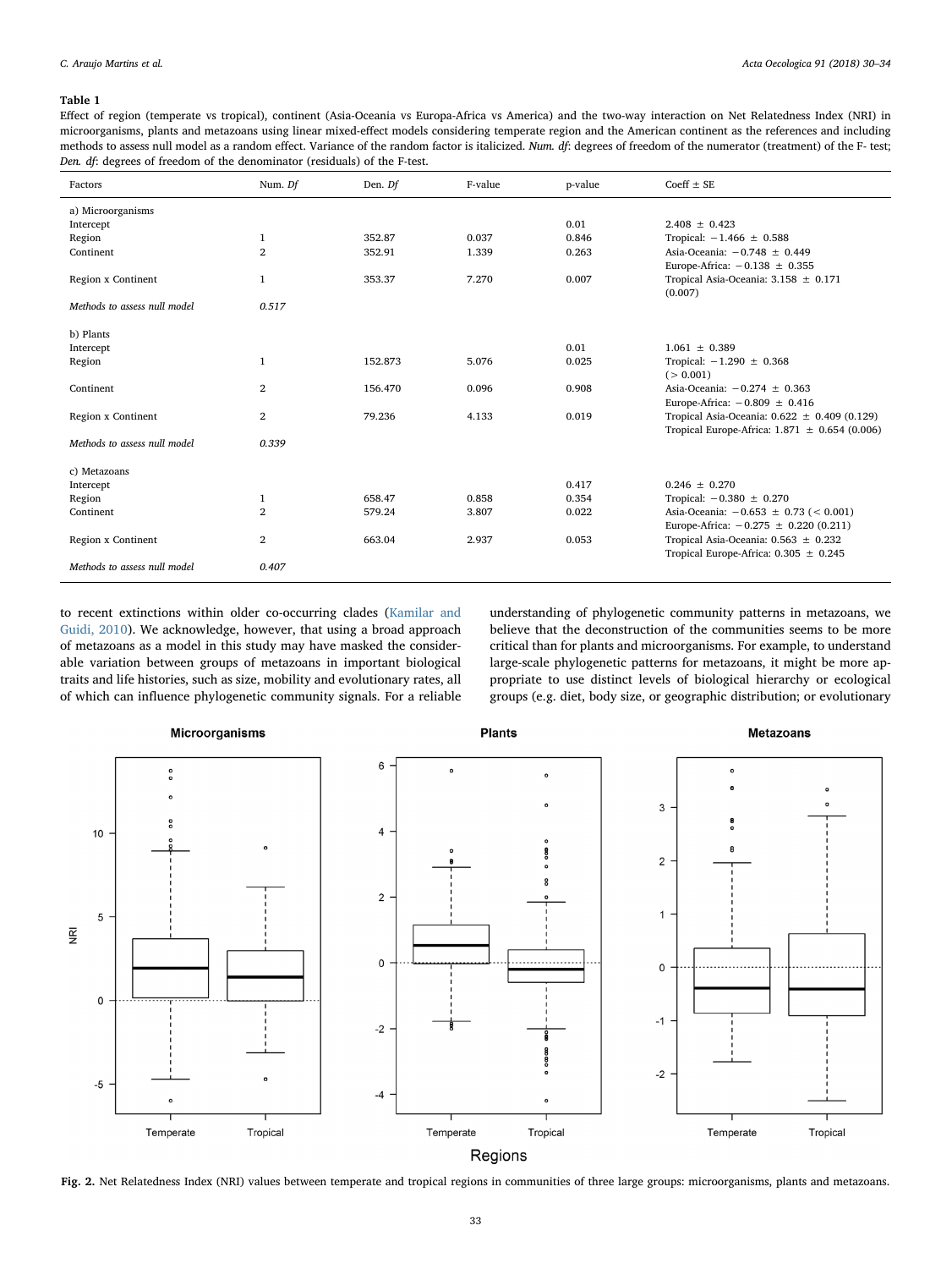**Table 1**

Effect of region (temperate vs tropical), continent (Asia-Oceania vs Europa-Africa vs America) and the two-way interaction on Net Relatedness Index (NRI) in microorganisms, plants and metazoans using linear mixed-effect models considering temperate region and the American continent as the references and including methods to assess null model as a random effect. Variance of the random factor is italicized. *Num. df*: degrees of freedom of the numerator (treatment) of the F- test; *Den. df*: degrees of freedom of the denominator (residuals) of the F-test.

| Factors | Num. *Df* | Den. *Df* | F-value | p-value | Coeff ± SE |
|---|---|---|---|---|---|
| a) Microorganisms | | | | | |
| Intercept | | | | 0.01 | 2.408 ± 0.423 |
| Region | 1 | 352.87 | 0.037 | 0.846 | Tropical: −1.466 ± 0.588 |
| Continent | 2 | 352.91 | 1.339 | 0.263 | Asia-Oceania: −0.748 ± 0.449<br>Europe-Africa: −0.138 ± 0.355 |
| Region x Continent | 1 | 353.37 | 7.270 | 0.007 | Tropical Asia-Oceania: 3.158 ± 0.171 (0.007) |
| *Methods to assess null model* | *0.517* | | | | |
| b) Plants | | | | | |
| Intercept | | | | 0.01 | 1.061 ± 0.389 |
| Region | 1 | 152.873 | 5.076 | 0.025 | Tropical: −1.290 ± 0.368 (> 0.001) |
| Continent | 2 | 156.470 | 0.096 | 0.908 | Asia-Oceania: −0.274 ± 0.363<br>Europe-Africa: −0.809 ± 0.416 |
| Region x Continent | 2 | 79.236 | 4.133 | 0.019 | Tropical Asia-Oceania: 0.622 ± 0.409 (0.129)<br>Tropical Europe-Africa: 1.871 ± 0.654 (0.006) |
| *Methods to assess null model* | *0.339* | | | | |
| c) Metazoans | | | | | |
| Intercept | | | | 0.417 | 0.246 ± 0.270 |
| Region | 1 | 658.47 | 0.858 | 0.354 | Tropical: −0.380 ± 0.270 |
| Continent | 2 | 579.24 | 3.807 | 0.022 | Asia-Oceania: −0.653 ± 0.73 (< 0.001)<br>Europe-Africa: −0.275 ± 0.220 (0.211) |
| Region x Continent | 2 | 663.04 | 2.937 | 0.053 | Tropical Asia-Oceania: 0.563 ± 0.232<br>Tropical Europe-Africa: 0.305 ± 0.245 |
| *Methods to assess null model* | *0.407* | | | | |

to recent extinctions within older co-occurring clades (Kamilar and Guidi, 2010). We acknowledge, however, that using a broad approach of metazoans as a model in this study may have masked the considerable variation between groups of metazoans in important biological traits and life histories, such as size, mobility and evolutionary rates, all of which can influence phylogenetic community signals. For a reliable understanding of phylogenetic community patterns in metazoans, we believe that the deconstruction of the communities seems to be more critical than for plants and microorganisms. For example, to understand large-scale phylogenetic patterns for metazoans, it might be more appropriate to use distinct levels of biological hierarchy or ecological groups (e.g. diet, body size, or geographic distribution; or evolutionary

**Fig. 2.** Net Relatedness Index (NRI) values between temperate and tropical regions in communities of three large groups: microorganisms, plants and metazoans.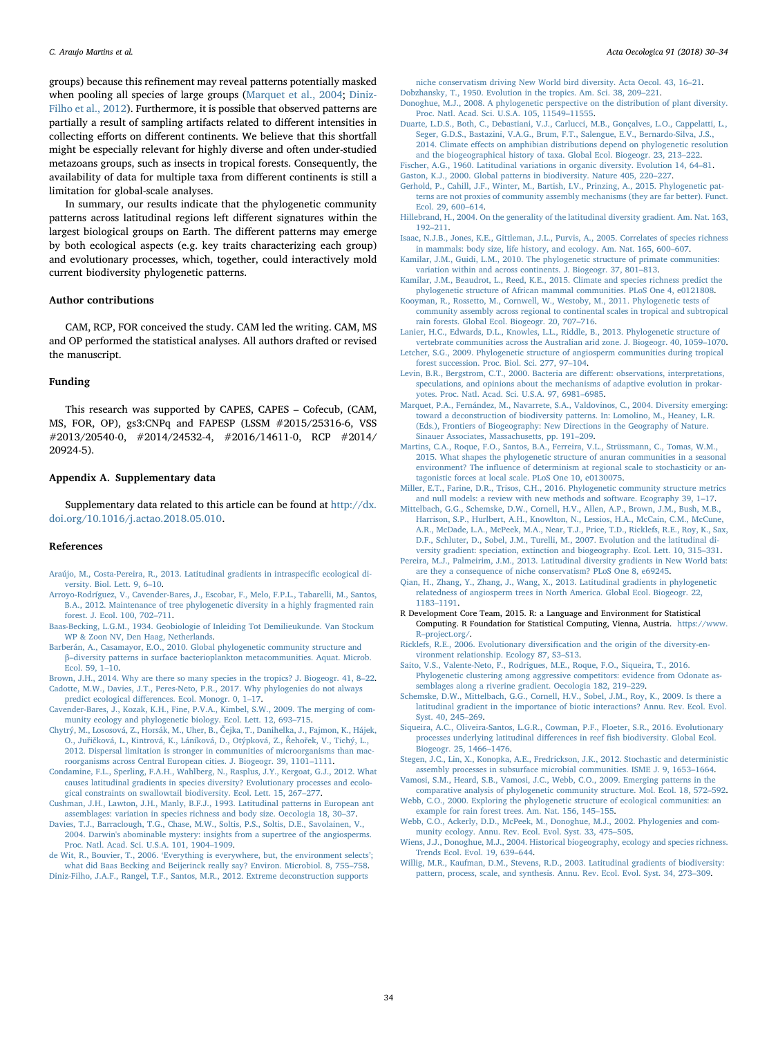groups) because this refinement may reveal patterns potentially masked when pooling all species of large groups (Marquet et al., 2004; Diniz-Filho et al., 2012). Furthermore, it is possible that observed patterns are partially a result of sampling artifacts related to different intensities in collecting efforts on different continents. We believe that this shortfall might be especially relevant for highly diverse and often under-studied metazoans groups, such as insects in tropical forests. Consequently, the availability of data for multiple taxa from different continents is still a limitation for global-scale analyses.

In summary, our results indicate that the phylogenetic community patterns across latitudinal regions left different signatures within the largest biological groups on Earth. The different patterns may emerge by both ecological aspects (e.g. key traits characterizing each group) and evolutionary processes, which, together, could interactively mold current biodiversity phylogenetic patterns.

## Author contributions

CAM, RCP, FOR conceived the study. CAM led the writing. CAM, MS and OP performed the statistical analyses. All authors drafted or revised the manuscript.

## Funding

This research was supported by CAPES, CAPES – Cofecub, (CAM, MS, FOR, OP), gs3:CNPq and FAPESP (LSSM #2015/25316-6, VSS #2013/20540-0, #2014/24532-4, #2016/14611-0, RCP #2014/20924-5).

## Appendix A. Supplementary data

Supplementary data related to this article can be found at http://dx.doi.org/10.1016/j.actao.2018.05.010.

## References

Araújo, M., Costa-Pereira, R., 2013. Latitudinal gradients in intraspecific ecological diversity. Biol. Lett. 9, 6–10.

Arroyo-Rodríguez, V., Cavender-Bares, J., Escobar, F., Melo, F.P.L., Tabarelli, M., Santos, B.A., 2012. Maintenance of tree phylogenetic diversity in a highly fragmented rain forest. J. Ecol. 100, 702–711.

Baas-Becking, L.G.M., 1934. Geobiologie of Inleiding Tot Demilieukunde. Van Stockum WP & Zoon NV, Den Haag, Netherlands.

Barberán, A., Casamayor, E.O., 2010. Global phylogenetic community structure and β-diversity patterns in surface bacterioplankton metacommunities. Aquat. Microb. Ecol. 59, 1–10.

Brown, J.H., 2014. Why are there so many species in the tropics? J. Biogeogr. 41, 8–22.

Cadotte, M.W., Davies, J.T., Peres-Neto, P.R., 2017. Why phylogenies do not always predict ecological differences. Ecol. Monogr. 0, 1–17.

Cavender-Bares, J., Kozak, K.H., Fine, P.V.A., Kimbel, S.W., 2009. The merging of community ecology and phylogenetic biology. Ecol. Lett. 12, 693–715.

Chytrý, M., Lososová, Z., Horsák, M., Uher, B., Čejka, T., Danihelka, J., Fajmon, K., Hájek, O., Juřičková, L., Kintrová, K., Láníková, D., Otýpková, Z., Řehořek, V., Tichý, L., 2012. Dispersal limitation is stronger in communities of microorganisms than macroorganisms across Central European cities. J. Biogeogr. 39, 1101–1111.

Condamine, F.L., Sperling, F.A.H., Wahlberg, N., Rasplus, J.Y., Kergoat, G.J., 2012. What causes latitudinal gradients in species diversity? Evolutionary processes and ecological constraints on swallowtail biodiversity. Ecol. Lett. 15, 267–277.

Cushman, J.H., Lawton, J.H., Manly, B.F.J., 1993. Latitudinal patterns in European ant assemblages: variation in species richness and body size. Oecologia 18, 30–37.

Davies, T.J., Barraclough, T.G., Chase, M.W., Soltis, P.S., Soltis, D.E., Savolainen, V., 2004. Darwin's abominable mystery: insights from a supertree of the angiosperms. Proc. Natl. Acad. Sci. U.S.A. 101, 1904–1909.

de Wit, R., Bouvier, T., 2006. 'Everything is everywhere, but, the environment selects'; what did Baas Becking and Beijerinck really say? Environ. Microbiol. 8, 755–758.

Diniz-Filho, J.A.F., Rangel, T.F., Santos, M.R., 2012. Extreme deconstruction supports niche conservatism driving New World bird diversity. Acta Oecol. 43, 16–21.

Dobzhansky, T., 1950. Evolution in the tropics. Am. Sci. 38, 209–221.

Donoghue, M.J., 2008. A phylogenetic perspective on the distribution of plant diversity. Proc. Natl. Acad. Sci. U.S.A. 105, 11549–11555.

Duarte, L.D.S., Both, C., Debastiani, V.J., Carlucci, M.B., Gonçalves, L.O., Cappelatti, L., Seger, G.D.S., Bastazini, V.A.G., Brum, F.T., Salengue, E.V., Bernardo-Silva, J.S., 2014. Climate effects on amphibian distributions depend on phylogenetic resolution and the biogeographical history of taxa. Global Ecol. Biogeogr. 23, 213–222.

Fischer, A.G., 1960. Latitudinal variations in organic diversity. Evolution 14, 64–81.

Gaston, K.J., 2000. Global patterns in biodiversity. Nature 405, 220–227.

Gerhold, P., Cahill, J.F., Winter, M., Bartish, I.V., Prinzing, A., 2015. Phylogenetic patterns are not proxies of community assembly mechanisms (they are far better). Funct. Ecol. 29, 600–614.

Hillebrand, H., 2004. On the generality of the latitudinal diversity gradient. Am. Nat. 163, 192–211.

Isaac, N.J.B., Jones, K.E., Gittleman, J.L., Purvis, A., 2005. Correlates of species richness in mammals: body size, life history, and ecology. Am. Nat. 165, 600–607.

Kamilar, J.M., Guidi, L.M., 2010. The phylogenetic structure of primate communities: variation within and across continents. J. Biogeogr. 37, 801–813.

Kamilar, J.M., Beaudrot, L., Reed, K.E., 2015. Climate and species richness predict the phylogenetic structure of African mammal communities. PLoS One 4, e0121808.

Kooyman, R., Rossetto, M., Cornwell, W., Westoby, M., 2011. Phylogenetic tests of community assembly across regional to continental scales in tropical and subtropical rain forests. Global Ecol. Biogeogr. 20, 707–716.

Lanier, H.C., Edwards, D.L., Knowles, L.L., Riddle, B., 2013. Phylogenetic structure of vertebrate communities across the Australian arid zone. J. Biogeogr. 40, 1059–1070.

Letcher, S.G., 2009. Phylogenetic structure of angiosperm communities during tropical forest succession. Proc. Biol. Sci. 277, 97–104.

Levin, B.R., Bergstrom, C.T., 2000. Bacteria are different: observations, interpretations, speculations, and opinions about the mechanisms of adaptive evolution in prokaryotes. Proc. Natl. Acad. Sci. U.S.A. 97, 6981–6985.

Marquet, P.A., Fernández, M., Navarrete, S.A., Valdovinos, C., 2004. Diversity emerging: toward a deconstruction of biodiversity patterns. In: Lomolino, M., Heaney, L.R. (Eds.), Frontiers of Biogeography: New Directions in the Geography of Nature. Sinauer Associates, Massachusetts, pp. 191–209.

Martins, C.A., Roque, F.O., Santos, B.A., Ferreira, V.L., Strüssmann, C., Tomas, W.M., 2015. What shapes the phylogenetic structure of anuran communities in a seasonal environment? The influence of determinism at regional scale to stochasticity or antagonistic forces at local scale. PLoS One 10, e0130075.

Miller, E.T., Farine, D.R., Trisos, C.H., 2016. Phylogenetic community structure metrics and null models: a review with new methods and software. Ecography 39, 1–17.

Mittelbach, G.G., Schemske, D.W., Cornell, H.V., Allen, A.P., Brown, J.M., Bush, M.B., Harrison, S.P., Hurlbert, A.H., Knowlton, N., Lessios, H.A., McCain, C.M., McCune, A.R., McDade, L.A., McPeek, M.A., Near, T.J., Price, T.D., Ricklefs, R.E., Roy, K., Sax, D.F., Schluter, D., Sobel, J.M., Turelli, M., 2007. Evolution and the latitudinal diversity gradient: speciation, extinction and biogeography. Ecol. Lett. 10, 315–331.

Pereira, M.J., Palmeirim, J.M., 2013. Latitudinal diversity gradients in New World bats: are they a consequence of niche conservatism? PLoS One 8, e69245.

Qian, H., Zhang, Y., Zhang, J., Wang, X., 2013. Latitudinal gradients in phylogenetic relatedness of angiosperm trees in North America. Global Ecol. Biogeogr. 22, 1183–1191.

R Development Core Team, 2015. R: a Language and Environment for Statistical Computing. R Foundation for Statistical Computing, Vienna, Austria. https://www.R–project.org/.

Ricklefs, R.E., 2006. Evolutionary diversification and the origin of the diversity-environment relationship. Ecology 87, S3–S13.

Saito, V.S., Valente-Neto, F., Rodrigues, M.E., Roque, F.O., Siqueira, T., 2016. Phylogenetic clustering among aggressive competitors: evidence from Odonate assemblages along a riverine gradient. Oecologia 182, 219–229.

Schemske, D.W., Mittelbach, G.G., Cornell, H.V., Sobel, J.M., Roy, K., 2009. Is there a latitudinal gradient in the importance of biotic interactions? Annu. Rev. Ecol. Evol. Syst. 40, 245–269.

Siqueira, A.C., Oliveira-Santos, L.G.R., Cowman, P.F., Floeter, S.R., 2016. Evolutionary processes underlying latitudinal differences in reef fish biodiversity. Global Ecol. Biogeogr. 25, 1466–1476.

Stegen, J.C., Lin, X., Konopka, A.E., Fredrickson, J.K., 2012. Stochastic and deterministic assembly processes in subsurface microbial communities. ISME J. 9, 1653–1664.

Vamosi, S.M., Heard, S.B., Vamosi, J.C., Webb, C.O., 2009. Emerging patterns in the comparative analysis of phylogenetic community structure. Mol. Ecol. 18, 572–592.

Webb, C.O., 2000. Exploring the phylogenetic structure of ecological communities: an example for rain forest trees. Am. Nat. 156, 145–155.

Webb, C.O., Ackerly, D.D., McPeek, M.A., Donoghue, M.J., 2002. Phylogenies and community ecology. Annu. Rev. Ecol. Evol. Syst. 33, 475–505.

Wiens, J.J., Donoghue, M.J., 2004. Historical biogeography, ecology and species richness. Trends Ecol. Evol. 19, 639–644.

Willig, M.R., Kaufman, D.M., Stevens, R.D., 2003. Latitudinal gradients of biodiversity: pattern, process, scale, and synthesis. Annu. Rev. Ecol. Evol. Syst. 34, 273–309.